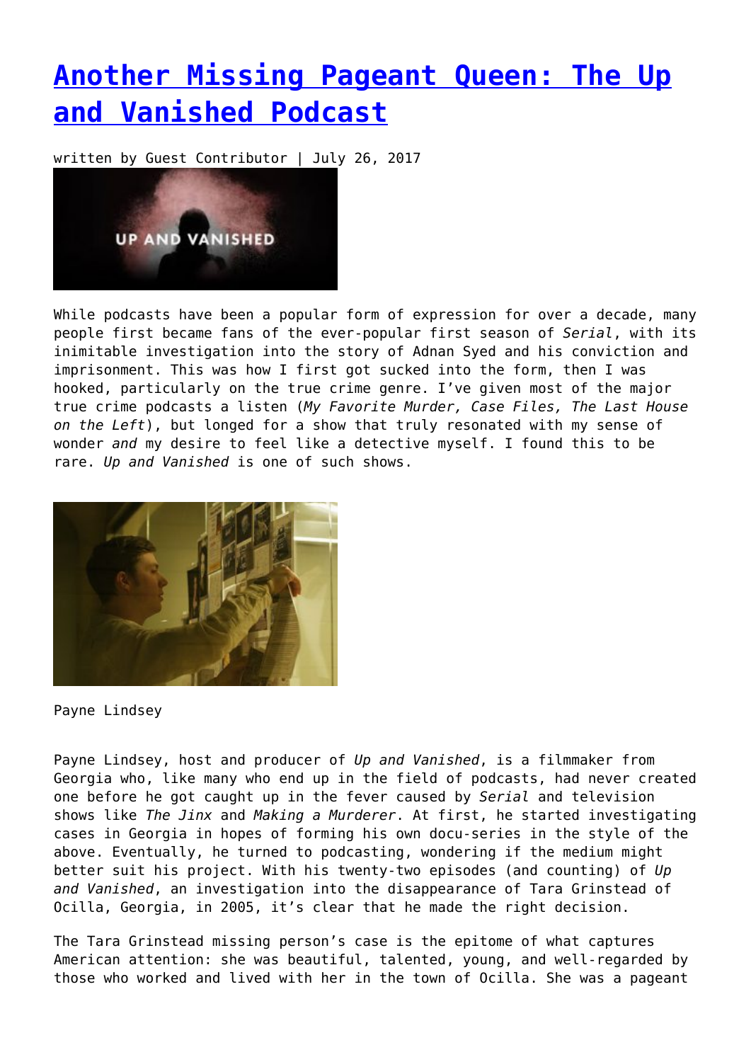# Another Missing Pageant Queen: The Up and Vanished Podcast

written by Guest Contributor | July 26, 2017

While podcasts have been a popular form of expression for over a decade, many people first became fans of the ever-popular first season of *Serial*, with its inimitable investigation into the story of Adnan Syed and his conviction and imprisonment. This was how I first got sucked into the form, then I was hooked, particularly on the true crime genre. I've given most of the major true crime podcasts a listen (*My Favorite Murder, Case Files, The Last House on the Left*), but longed for a show that truly resonated with my sense of wonder *and* my desire to feel like a detective myself. I found this to be rare. *Up and Vanished* is one of such shows.

Payne Lindsey

Payne Lindsey, host and producer of *Up and Vanished*, is a filmmaker from Georgia who, like many who end up in the field of podcasts, had never created one before he got caught up in the fever caused by *Serial* and television shows like *The Jinx* and *Making a Murderer*. At first, he started investigating cases in Georgia in hopes of forming his own docu-series in the style of the above. Eventually, he turned to podcasting, wondering if the medium might better suit his project. With his twenty-two episodes (and counting) of *Up and Vanished*, an investigation into the disappearance of Tara Grinstead of Ocilla, Georgia, in 2005, it's clear that he made the right decision.

The Tara Grinstead missing person's case is the epitome of what captures American attention: she was beautiful, talented, young, and well-regarded by those who worked and lived with her in the town of Ocilla. She was a pageant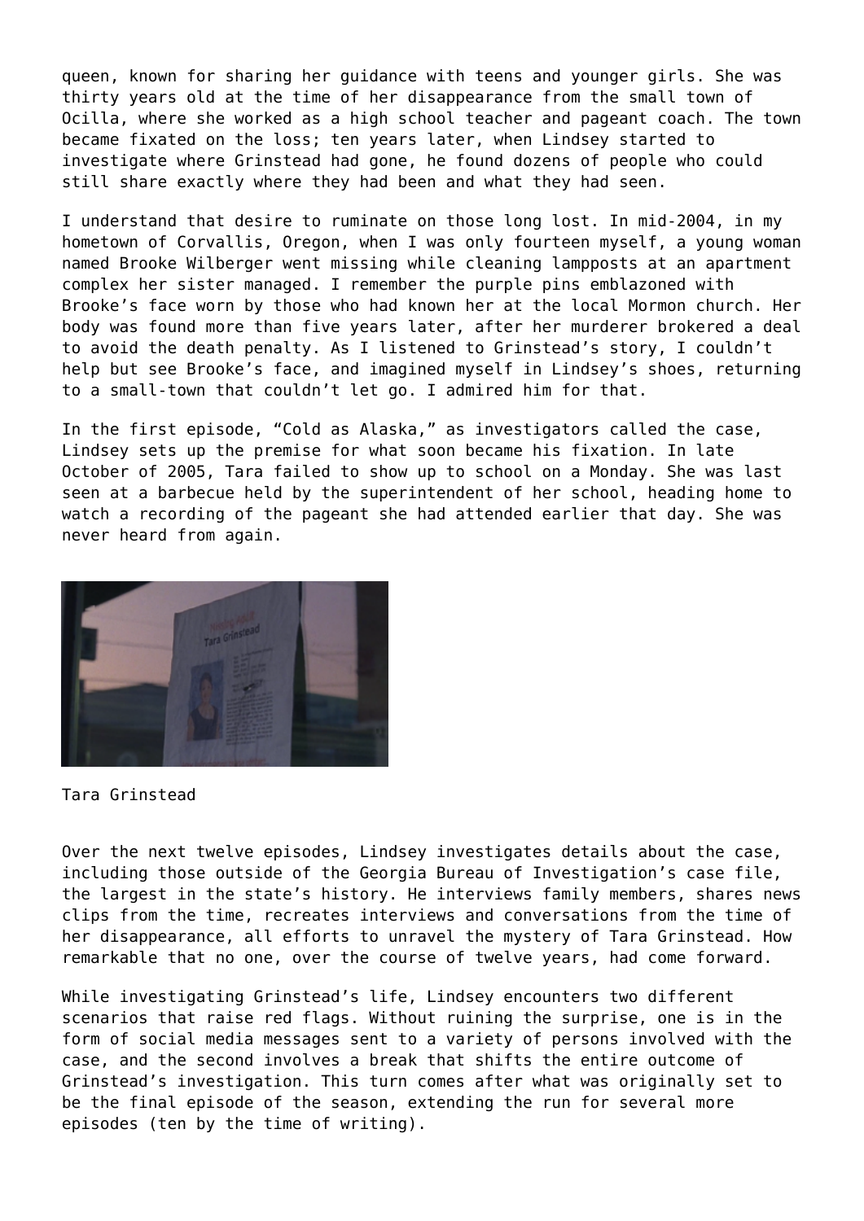queen, known for sharing her guidance with teens and younger girls. She was thirty years old at the time of her disappearance from the small town of Ocilla, where she worked as a high school teacher and pageant coach. The town became fixated on the loss; ten years later, when Lindsey started to investigate where Grinstead had gone, he found dozens of people who could still share exactly where they had been and what they had seen.

I understand that desire to ruminate on those long lost. In mid-2004, in my hometown of Corvallis, Oregon, when I was only fourteen myself, a young woman named Brooke Wilberger went missing while cleaning lampposts at an apartment complex her sister managed. I remember the purple pins emblazoned with Brooke's face worn by those who had known her at the local Mormon church. Her body was found more than five years later, after her murderer brokered a deal to avoid the death penalty. As I listened to Grinstead's story, I couldn't help but see Brooke's face, and imagined myself in Lindsey's shoes, returning to a small-town that couldn't let go. I admired him for that.

In the first episode, "Cold as Alaska," as investigators called the case, Lindsey sets up the premise for what soon became his fixation. In late October of 2005, Tara failed to show up to school on a Monday. She was last seen at a barbecue held by the superintendent of her school, heading home to watch a recording of the pageant she had attended earlier that day. She was never heard from again.

Tara Grinstead

Over the next twelve episodes, Lindsey investigates details about the case, including those outside of the Georgia Bureau of Investigation's case file, the largest in the state's history. He interviews family members, shares news clips from the time, recreates interviews and conversations from the time of her disappearance, all efforts to unravel the mystery of Tara Grinstead. How remarkable that no one, over the course of twelve years, had come forward.

While investigating Grinstead's life, Lindsey encounters two different scenarios that raise red flags. Without ruining the surprise, one is in the form of social media messages sent to a variety of persons involved with the case, and the second involves a break that shifts the entire outcome of Grinstead's investigation. This turn comes after what was originally set to be the final episode of the season, extending the run for several more episodes (ten by the time of writing).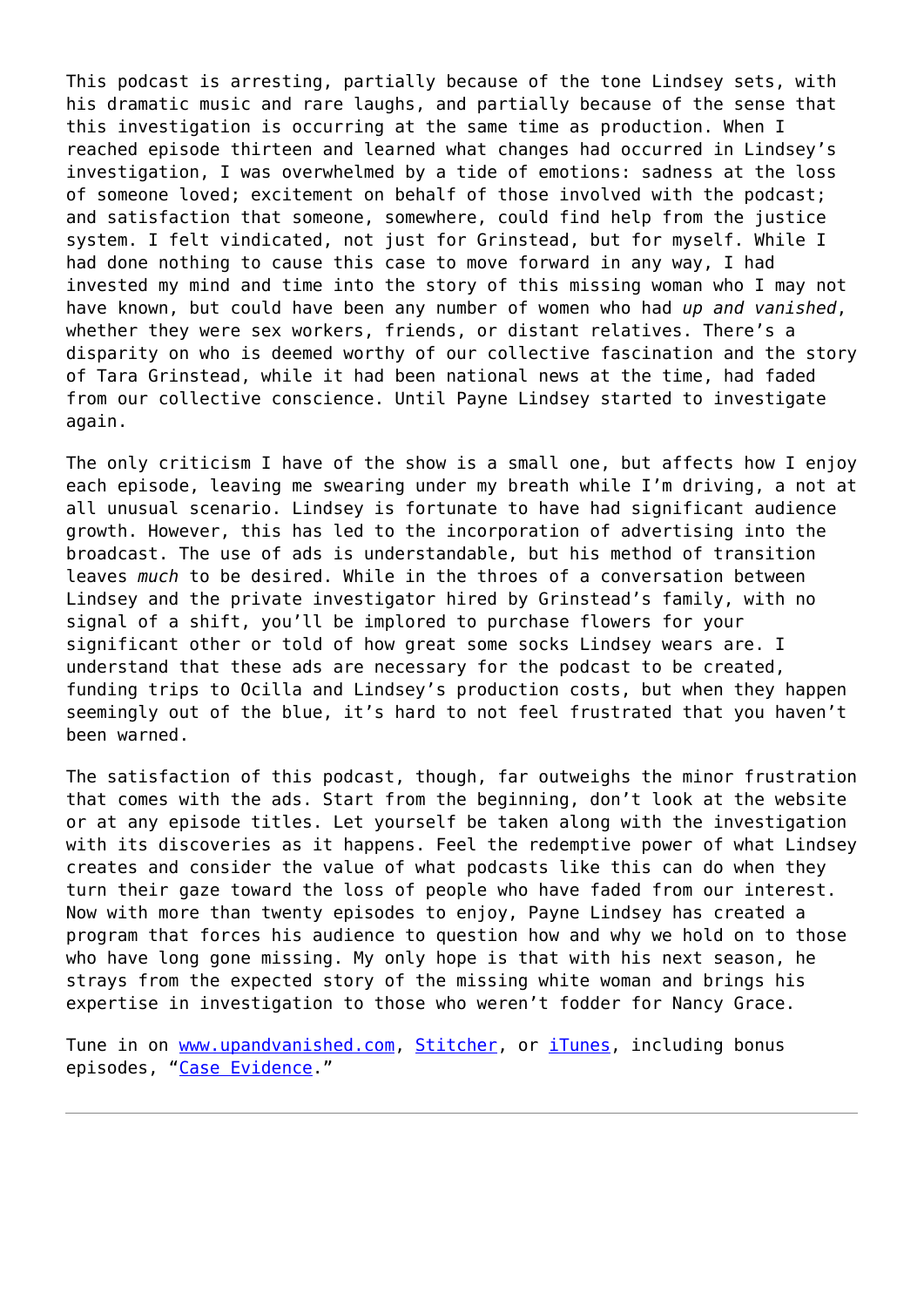This podcast is arresting, partially because of the tone Lindsey sets, with his dramatic music and rare laughs, and partially because of the sense that this investigation is occurring at the same time as production. When I reached episode thirteen and learned what changes had occurred in Lindsey's investigation, I was overwhelmed by a tide of emotions: sadness at the loss of someone loved; excitement on behalf of those involved with the podcast; and satisfaction that someone, somewhere, could find help from the justice system. I felt vindicated, not just for Grinstead, but for myself. While I had done nothing to cause this case to move forward in any way, I had invested my mind and time into the story of this missing woman who I may not have known, but could have been any number of women who had *up and vanished*, whether they were sex workers, friends, or distant relatives. There's a disparity on who is deemed worthy of our collective fascination and the story of Tara Grinstead, while it had been national news at the time, had faded from our collective conscience. Until Payne Lindsey started to investigate again.

The only criticism I have of the show is a small one, but affects how I enjoy each episode, leaving me swearing under my breath while I'm driving, a not at all unusual scenario. Lindsey is fortunate to have had significant audience growth. However, this has led to the incorporation of advertising into the broadcast. The use of ads is understandable, but his method of transition leaves *much* to be desired. While in the throes of a conversation between Lindsey and the private investigator hired by Grinstead's family, with no signal of a shift, you'll be implored to purchase flowers for your significant other or told of how great some socks Lindsey wears are. I understand that these ads are necessary for the podcast to be created, funding trips to Ocilla and Lindsey's production costs, but when they happen seemingly out of the blue, it's hard to not feel frustrated that you haven't been warned.

The satisfaction of this podcast, though, far outweighs the minor frustration that comes with the ads. Start from the beginning, don't look at the website or at any episode titles. Let yourself be taken along with the investigation with its discoveries as it happens. Feel the redemptive power of what Lindsey creates and consider the value of what podcasts like this can do when they turn their gaze toward the loss of people who have faded from our interest. Now with more than twenty episodes to enjoy, Payne Lindsey has created a program that forces his audience to question how and why we hold on to those who have long gone missing. My only hope is that with his next season, he strays from the expected story of the missing white woman and brings his expertise in investigation to those who weren't fodder for Nancy Grace.

Tune in on [www.upandvanished.com](http://www.upandvanished.com), [Stitcher](), or [iTunes](), including bonus episodes, "[Case Evidence]()."

---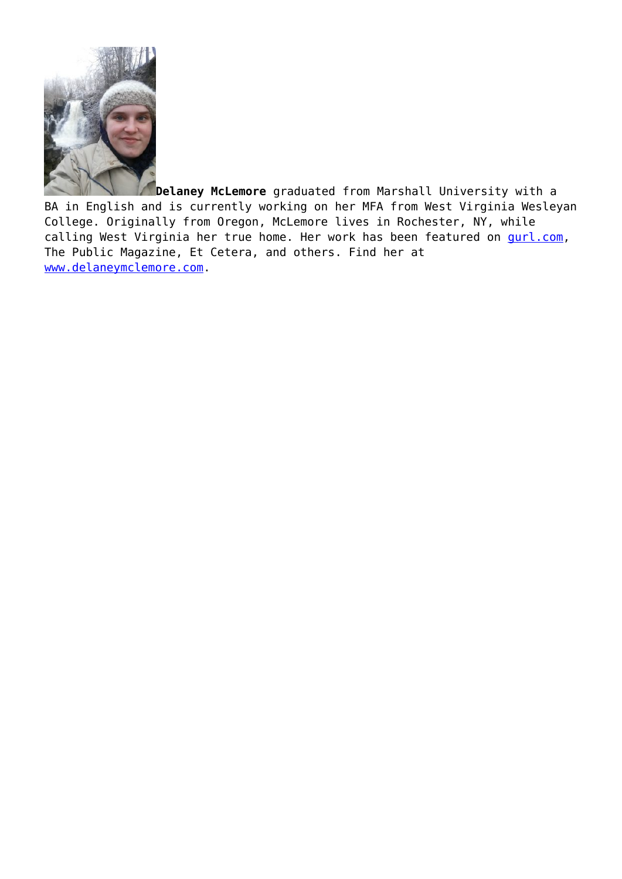**Delaney McLemore** graduated from Marshall University with a BA in English and is currently working on her MFA from West Virginia Wesleyan College. Originally from Oregon, McLemore lives in Rochester, NY, while calling West Virginia her true home. Her work has been featured on gurl.com, The Public Magazine, Et Cetera, and others. Find her at www.delaneymclemore.com.